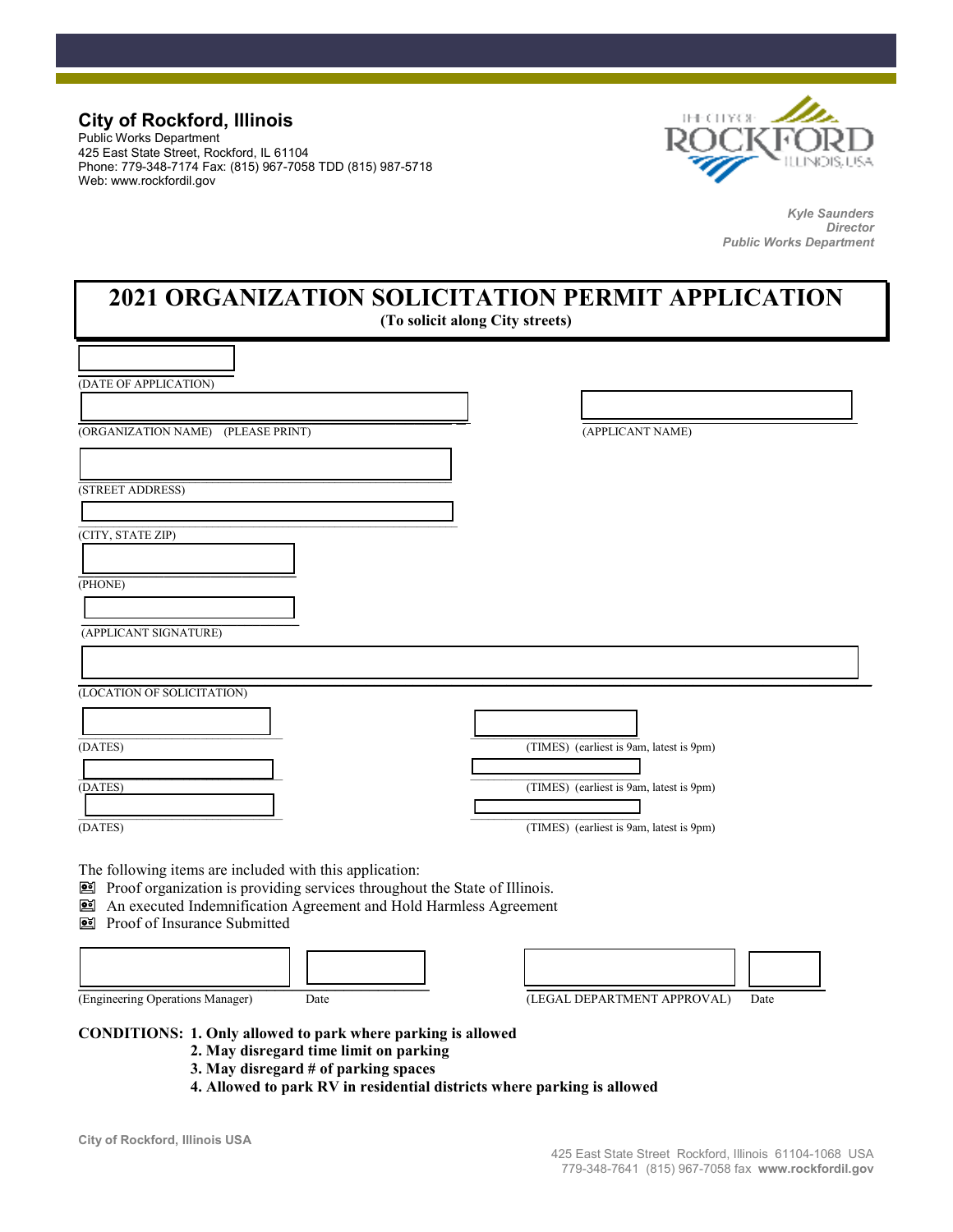**City of Rockford, Illinois**
Public Works Department
425 East State Street, Rockford, IL 61104
Phone: 779-348-7174 Fax: (815) 967-7058 TDD (815) 987-5718
Web: www.rockfordil.gov

*Kyle Saunders*
*Director*
*Public Works Department*

# 2021 ORGANIZATION SOLICITATION PERMIT APPLICATION

**(To solicit along City streets)**

(DATE OF APPLICATION)

(ORGANIZATION NAME) (PLEASE PRINT)

(APPLICANT NAME)

(STREET ADDRESS)

(CITY, STATE ZIP)

(PHONE)

(APPLICANT SIGNATURE)

(LOCATION OF SOLICITATION)

(DATES) (TIMES) (earliest is 9am, latest is 9pm)

(DATES) (TIMES) (earliest is 9am, latest is 9pm)

(DATES) (TIMES) (earliest is 9am, latest is 9pm)

The following items are included with this application:

- ☐ Proof organization is providing services throughout the State of Illinois.
- ☐ An executed Indemnification Agreement and Hold Harmless Agreement
- ☐ Proof of Insurance Submitted

(Engineering Operations Manager) Date (LEGAL DEPARTMENT APPROVAL) Date

**CONDITIONS: 1. Only allowed to park where parking is allowed**
**2. May disregard time limit on parking**
**3. May disregard # of parking spaces**
**4. Allowed to park RV in residential districts where parking is allowed**

City of Rockford, Illinois USA

425 East State Street Rockford, Illinois 61104-1068 USA
779-348-7641 (815) 967-7058 fax **www.rockfordil.gov**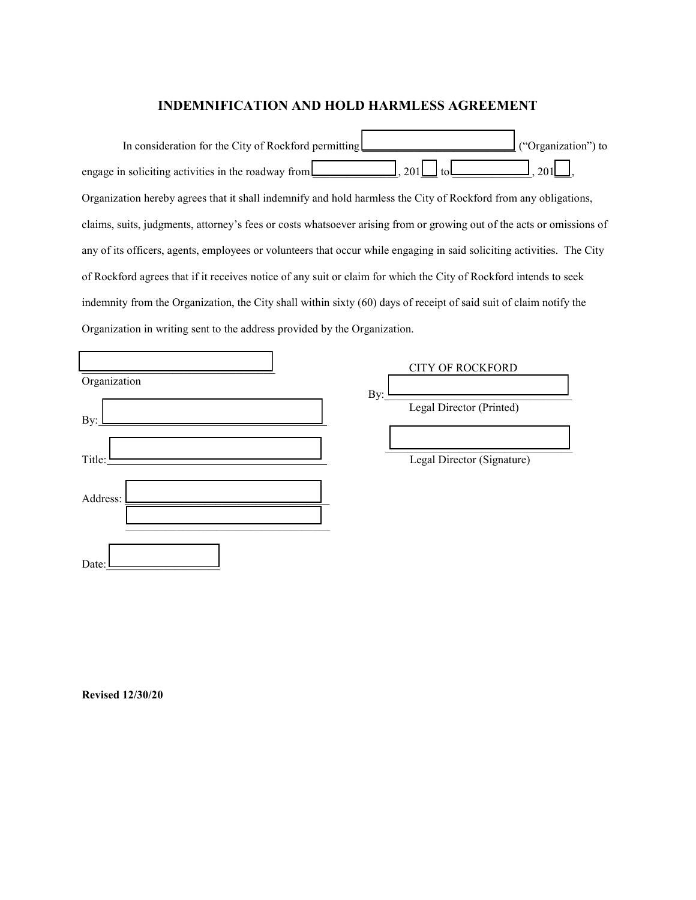## INDEMNIFICATION AND HOLD HARMLESS AGREEMENT

In consideration for the City of Rockford permitting ____________________ ("Organization") to engage in soliciting activities in the roadway from ____________, 201__ to ____________, 201__, Organization hereby agrees that it shall indemnify and hold harmless the City of Rockford from any obligations, claims, suits, judgments, attorney's fees or costs whatsoever arising from or growing out of the acts or omissions of any of its officers, agents, employees or volunteers that occur while engaging in said soliciting activities. The City of Rockford agrees that if it receives notice of any suit or claim for which the City of Rockford intends to seek indemnity from the Organization, the City shall within sixty (60) days of receipt of said suit of claim notify the Organization in writing sent to the address provided by the Organization.

____________________________
Organization

By: ____________________________

Title: ____________________________

Address: ____________________________
____________________________

Date: ________________

CITY OF ROCKFORD

By: ____________________________
Legal Director (Printed)

____________________________
Legal Director (Signature)

**Revised 12/30/20**